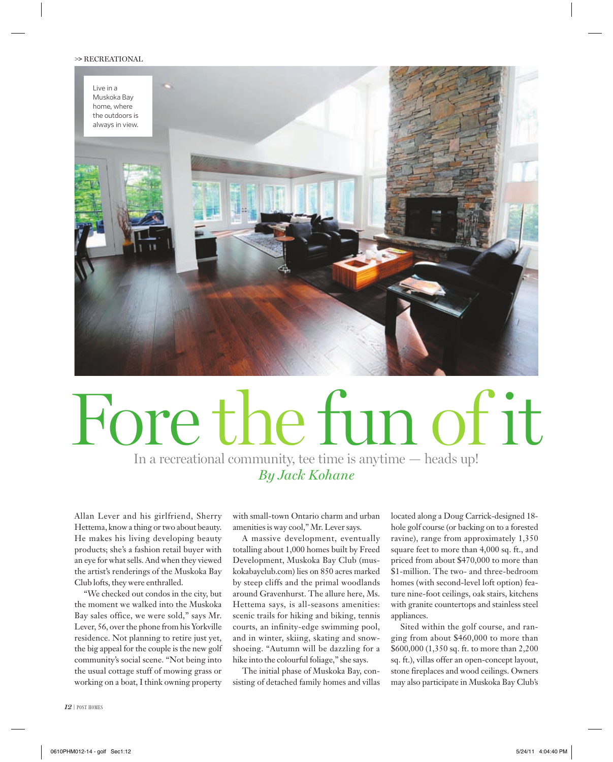>> RECREATIONAL

Live in a Muskoka Bay home, where the outdoors is always in view.

# Fore the fun of it

In a recreational community, tee time is anytime — heads up!

*By Jack Kohane*

Allan Lever and his girlfriend, Sherry Hettema, know a thing or two about beauty. He makes his living developing beauty products; she's a fashion retail buyer with an eye for what sells. And when they viewed the artist's renderings of the Muskoka Bay Club lofts, they were enthralled.

"We checked out condos in the city, but the moment we walked into the Muskoka Bay sales office, we were sold," says Mr. Lever, 56, over the phone from his Yorkville residence. Not planning to retire just yet, the big appeal for the couple is the new golf community's social scene. "Not being into the usual cottage stuff of mowing grass or working on a boat, I think owning property with small-town Ontario charm and urban amenities is way cool," Mr. Lever says.

A massive development, eventually totalling about 1,000 homes built by Freed Development, Muskoka Bay Club (muskokabayclub.com) lies on 850 acres marked by steep cliffs and the primal woodlands around Gravenhurst. The allure here, Ms. Hettema says, is all-seasons amenities: scenic trails for hiking and biking, tennis courts, an infinity-edge swimming pool, and in winter, skiing, skating and snowshoeing. "Autumn will be dazzling for a hike into the colourful foliage," she says.

The initial phase of Muskoka Bay, consisting of detached family homes and villas located along a Doug Carrick-designed 18-hole golf course (or backing on to a forested ravine), range from approximately 1,350 square feet to more than 4,000 sq. ft., and priced from about $470,000 to more than $1-million. The two- and three-bedroom homes (with second-level loft option) feature nine-foot ceilings, oak stairs, kitchens with granite countertops and stainless steel appliances.

Sited within the golf course, and ranging from about $460,000 to more than $600,000 (1,350 sq. ft. to more than 2,200 sq. ft.), villas offer an open-concept layout, stone fireplaces and wood ceilings. Owners may also participate in Muskoka Bay Club's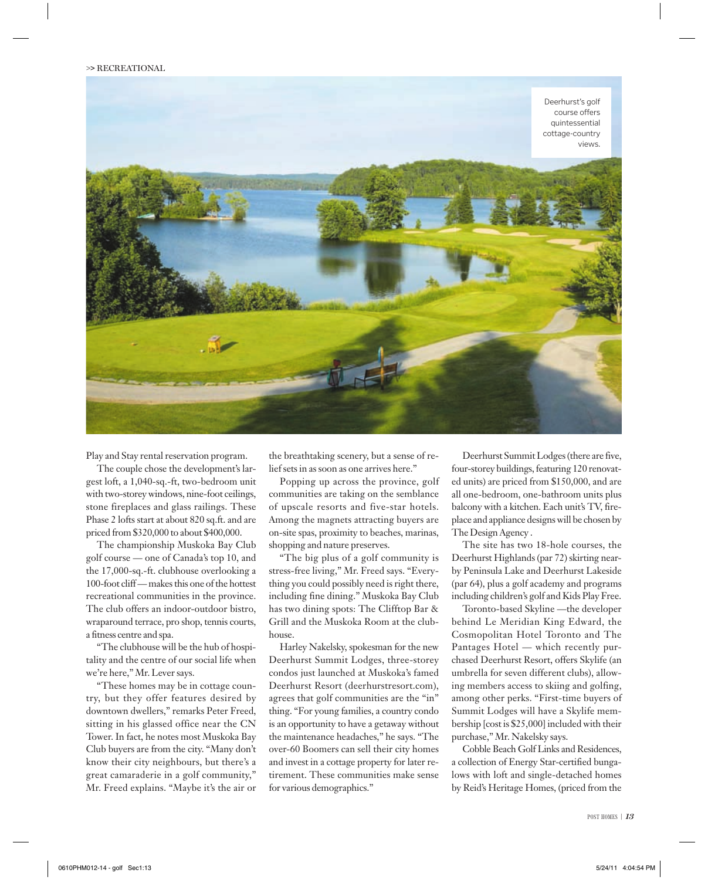Deerhurst's golf course offers quintessential cottage-country views.

Play and Stay rental reservation program.

The couple chose the development's largest loft, a 1,040-sq.-ft, two-bedroom unit with two-storey windows, nine-foot ceilings, stone fireplaces and glass railings. These Phase 2 lofts start at about 820 sq.ft. and are priced from $320,000 to about $400,000.

The championship Muskoka Bay Club golf course — one of Canada's top 10, and the 17,000-sq.-ft. clubhouse overlooking a 100-foot cliff — makes this one of the hottest recreational communities in the province. The club offers an indoor-outdoor bistro, wraparound terrace, pro shop, tennis courts, a fitness centre and spa.

"The clubhouse will be the hub of hospitality and the centre of our social life when we're here," Mr. Lever says.

"These homes may be in cottage country, but they offer features desired by downtown dwellers," remarks Peter Freed, sitting in his glassed office near the CN Tower. In fact, he notes most Muskoka Bay Club buyers are from the city. "Many don't know their city neighbours, but there's a great camaraderie in a golf community," Mr. Freed explains. "Maybe it's the air or the breathtaking scenery, but a sense of relief sets in as soon as one arrives here."

Popping up across the province, golf communities are taking on the semblance of upscale resorts and five-star hotels. Among the magnets attracting buyers are on-site spas, proximity to beaches, marinas, shopping and nature preserves.

"The big plus of a golf community is stress-free living," Mr. Freed says. "Everything you could possibly need is right there, including fine dining." Muskoka Bay Club has two dining spots: The Clifftop Bar & Grill and the Muskoka Room at the clubhouse.

Harley Nakelsky, spokesman for the new Deerhurst Summit Lodges, three-storey condos just launched at Muskoka's famed Deerhurst Resort (deerhurstresort.com), agrees that golf communities are the "in" thing. "For young families, a country condo is an opportunity to have a getaway without the maintenance headaches," he says. "The over-60 Boomers can sell their city homes and invest in a cottage property for later retirement. These communities make sense for various demographics."

Deerhurst Summit Lodges (there are five, four-storey buildings, featuring 120 renovated units) are priced from $150,000, and are all one-bedroom, one-bathroom units plus balcony with a kitchen. Each unit's TV, fireplace and appliance designs will be chosen by The Design Agency .

The site has two 18-hole courses, the Deerhurst Highlands (par 72) skirting nearby Peninsula Lake and Deerhurst Lakeside (par 64), plus a golf academy and programs including children's golf and Kids Play Free.

Toronto-based Skyline —the developer behind Le Meridian King Edward, the Cosmopolitan Hotel Toronto and The Pantages Hotel — which recently purchased Deerhurst Resort, offers Skylife (an umbrella for seven different clubs), allowing members access to skiing and golfing, among other perks. "First-time buyers of Summit Lodges will have a Skylife membership [cost is $25,000] included with their purchase," Mr. Nakelsky says.

Cobble Beach Golf Links and Residences, a collection of Energy Star-certified bungalows with loft and single-detached homes by Reid's Heritage Homes, (priced from the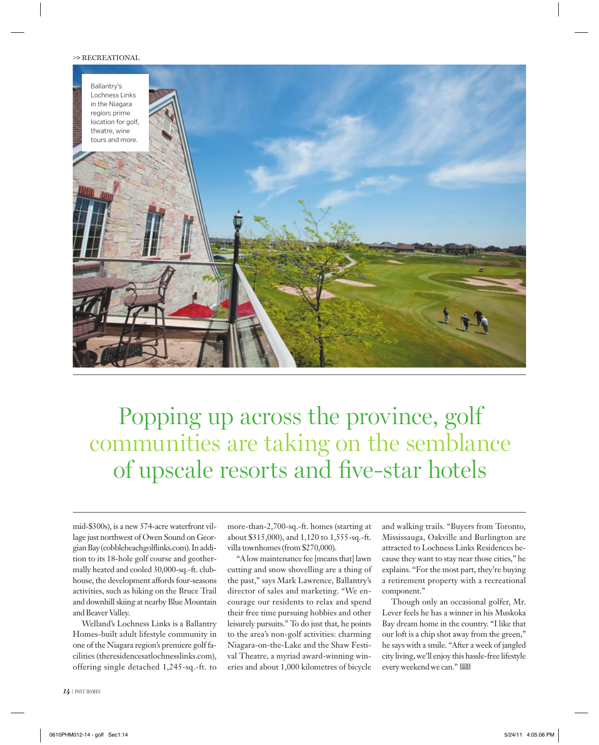Ballantry's Lochness Links in the Niagara region; prime location for golf, theatre, wine tours and more.

# Popping up across the province, golf communities are taking on the semblance of upscale resorts and five-star hotels

mid-$300s), is a new 574-acre waterfront village just northwest of Owen Sound on Georgian Bay (cobblebeachgolflinks.com). In addition to its 18-hole golf course and geothermally heated and cooled 30,000-sq.-ft. clubhouse, the development affords four-seasons activities, such as hiking on the Bruce Trail and downhill skiing at nearby Blue Mountain and Beaver Valley.

Welland's Lochness Links is a Ballantry Homes-built adult lifestyle community in one of the Niagara region's premiere golf facilities (theresidencesatlochnesslinks.com), offering single detached 1,245-sq.-ft. to more-than-2,700-sq.-ft. homes (starting at about $315,000), and 1,120 to 1,555-sq.-ft. villa townhomes (from $270,000).

"A low maintenance fee [means that] lawn cutting and snow shovelling are a thing of the past," says Mark Lawrence, Ballantry's director of sales and marketing. "We encourage our residents to relax and spend their free time pursuing hobbies and other leisurely pursuits." To do just that, he points to the area's non-golf activities: charming Niagara-on-the-Lake and the Shaw Festival Theatre, a myriad award-winning wineries and about 1,000 kilometres of bicycle and walking trails. "Buyers from Toronto, Mississauga, Oakville and Burlington are attracted to Lochness Links Residences because they want to stay near those cities," he explains. "For the most part, they're buying a retirement property with a recreational component."

Though only an occasional golfer, Mr. Lever feels he has a winner in his Muskoka Bay dream home in the country. "I like that our loft is a chip shot away from the green," he says with a smile. "After a week of jangled city living, we'll enjoy this hassle-free lifestyle every weekend we can." PH